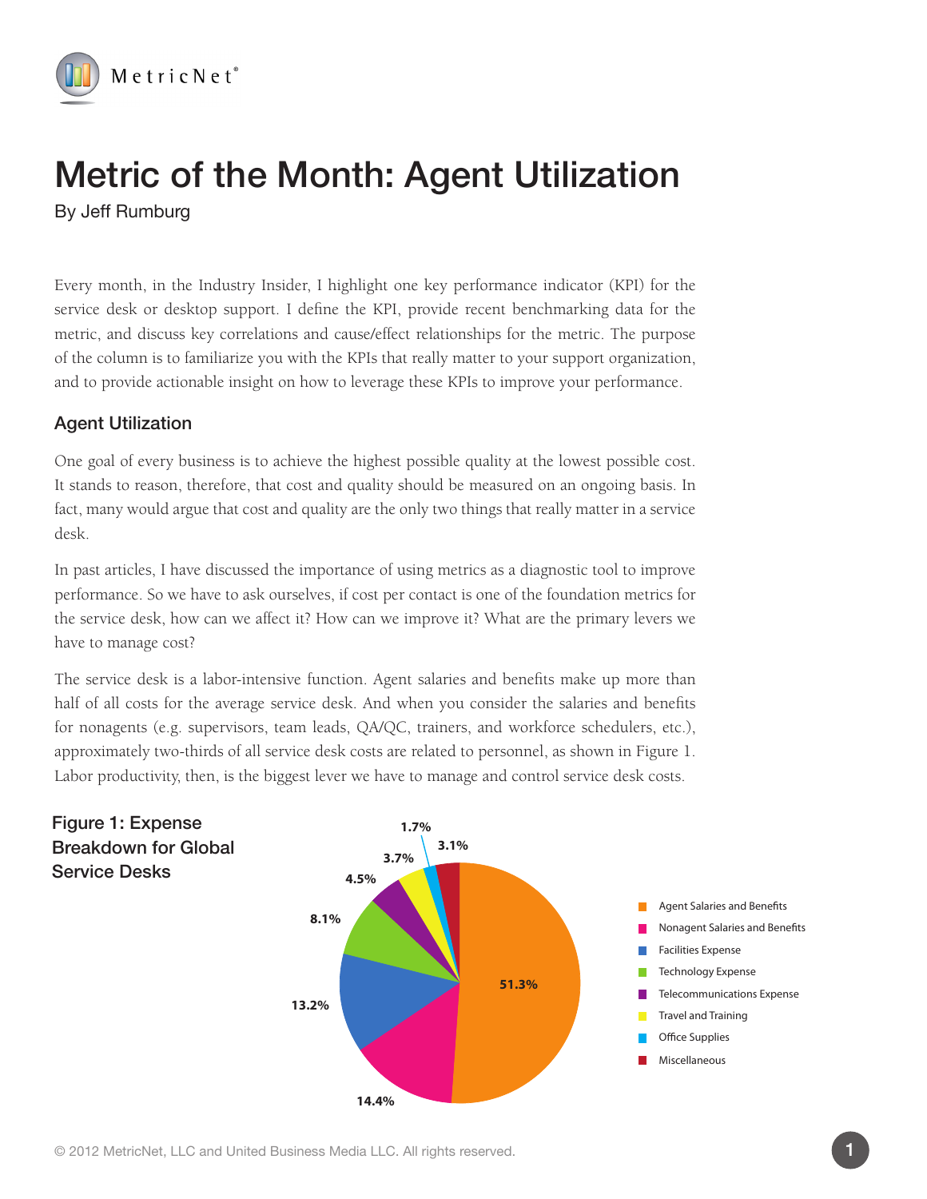# Metric of the Month: Agent Utilization

By Jeff Rumburg

Every month, in the Industry Insider, I highlight one key performance indicator (KPI) for the service desk or desktop support. I define the KPI, provide recent benchmarking data for the metric, and discuss key correlations and cause/effect relationships for the metric. The purpose of the column is to familiarize you with the KPIs that really matter to your support organization, and to provide actionable insight on how to leverage these KPIs to improve your performance.

## Agent Utilization

One goal of every business is to achieve the highest possible quality at the lowest possible cost. It stands to reason, therefore, that cost and quality should be measured on an ongoing basis. In fact, many would argue that cost and quality are the only two things that really matter in a service desk.

In past articles, I have discussed the importance of using metrics as a diagnostic tool to improve performance. So we have to ask ourselves, if cost per contact is one of the foundation metrics for the service desk, how can we affect it? How can we improve it? What are the primary levers we have to manage cost?

The service desk is a labor-intensive function. Agent salaries and benefits make up more than half of all costs for the average service desk. And when you consider the salaries and benefits for nonagents (e.g. supervisors, team leads, QA/QC, trainers, and workforce schedulers, etc.), approximately two-thirds of all service desk costs are related to personnel, as shown in Figure 1. Labor productivity, then, is the biggest lever we have to manage and control service desk costs.

**Figure 1: Expense Breakdown for Global Service Desks**

| Category | Percentage |
|---|---|
| Agent Salaries and Benefits | 51.3% |
| Nonagent Salaries and Benefits | 14.4% |
| Facilities Expense | 13.2% |
| Technology Expense | 8.1% |
| Telecommunications Expense | 4.5% |
| Travel and Training | 3.7% |
| Office Supplies | 1.7% |
| Miscellaneous | 3.1% |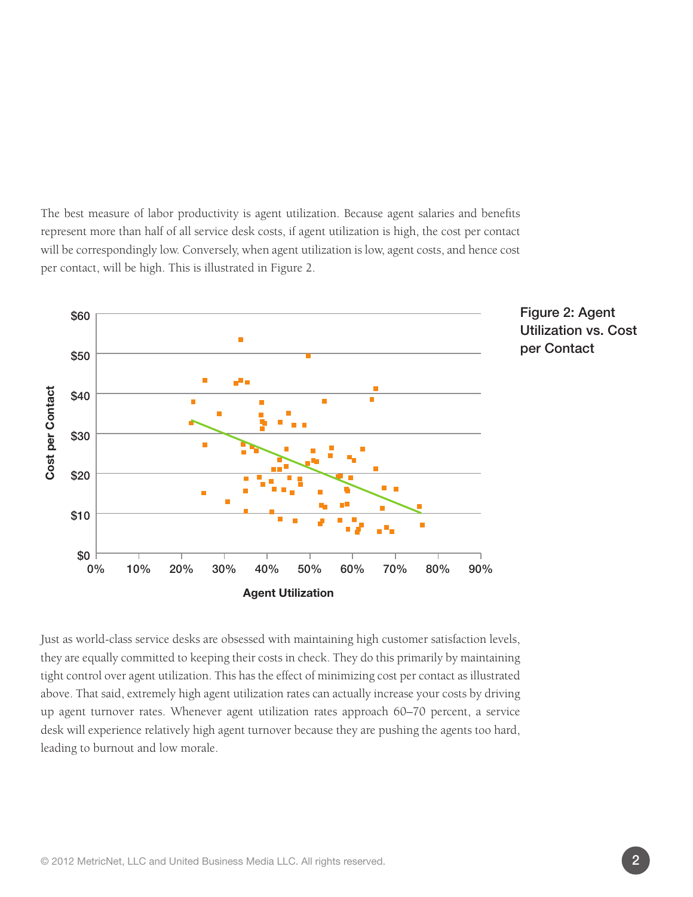The best measure of labor productivity is agent utilization. Because agent salaries and benefits represent more than half of all service desk costs, if agent utilization is high, the cost per contact will be correspondingly low. Conversely, when agent utilization is low, agent costs, and hence cost per contact, will be high. This is illustrated in Figure 2.

Figure 2: Agent Utilization vs. Cost per Contact

Just as world-class service desks are obsessed with maintaining high customer satisfaction levels, they are equally committed to keeping their costs in check. They do this primarily by maintaining tight control over agent utilization. This has the effect of minimizing cost per contact as illustrated above. That said, extremely high agent utilization rates can actually increase your costs by driving up agent turnover rates. Whenever agent utilization rates approach 60–70 percent, a service desk will experience relatively high agent turnover because they are pushing the agents too hard, leading to burnout and low morale.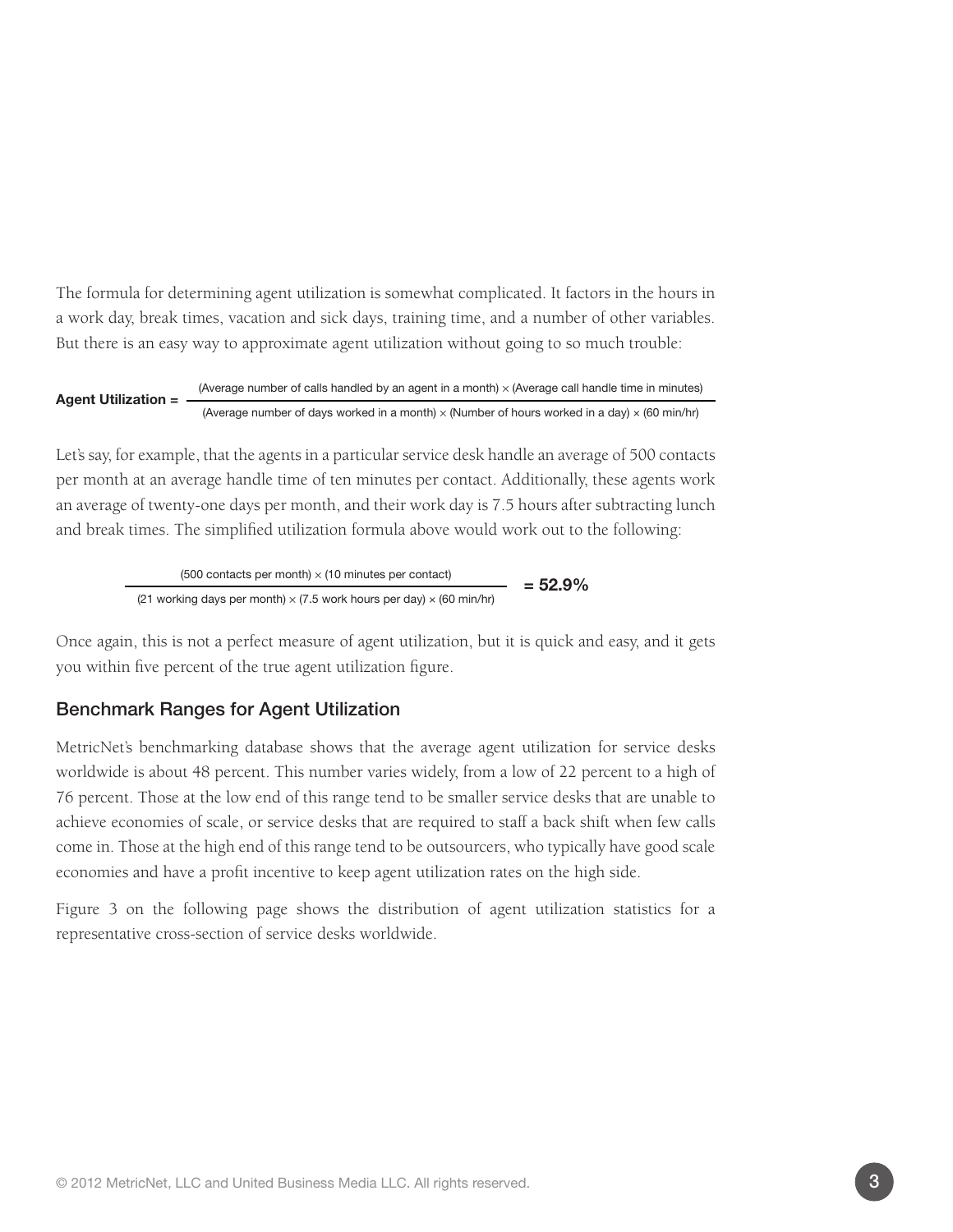The formula for determining agent utilization is somewhat complicated. It factors in the hours in a work day, break times, vacation and sick days, training time, and a number of other variables. But there is an easy way to approximate agent utilization without going to so much trouble:

$$\textbf{Agent Utilization} = \frac{\text{(Average number of calls handled by an agent in a month)} \times \text{(Average call handle time in minutes)}}{\text{(Average number of days worked in a month)} \times \text{(Number of hours worked in a day)} \times \text{(60 min/hr)}}$$

Let's say, for example, that the agents in a particular service desk handle an average of 500 contacts per month at an average handle time of ten minutes per contact. Additionally, these agents work an average of twenty-one days per month, and their work day is 7.5 hours after subtracting lunch and break times. The simplified utilization formula above would work out to the following:

$$\frac{\text{(500 contacts per month)} \times \text{(10 minutes per contact)}}{\text{(21 working days per month)} \times \text{(7.5 work hours per day)} \times \text{(60 min/hr)}} = \mathbf{52.9\%}$$

Once again, this is not a perfect measure of agent utilization, but it is quick and easy, and it gets you within five percent of the true agent utilization figure.

## Benchmark Ranges for Agent Utilization

MetricNet's benchmarking database shows that the average agent utilization for service desks worldwide is about 48 percent. This number varies widely, from a low of 22 percent to a high of 76 percent. Those at the low end of this range tend to be smaller service desks that are unable to achieve economies of scale, or service desks that are required to staff a back shift when few calls come in. Those at the high end of this range tend to be outsourcers, who typically have good scale economies and have a profit incentive to keep agent utilization rates on the high side.

Figure 3 on the following page shows the distribution of agent utilization statistics for a representative cross-section of service desks worldwide.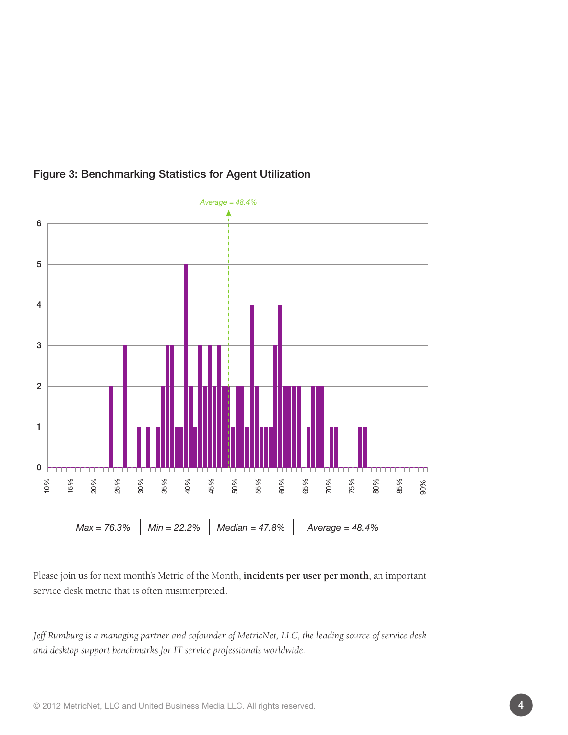**Figure 3: Benchmarking Statistics for Agent Utilization**

Average = 48.4%

6
5
4
3
2
1
0

10% 15% 20% 25% 30% 35% 40% 45% 50% 55% 60% 65% 70% 75% 80% 85% 90%

*Max = 76.3%* | *Min = 22.2%* | *Median = 47.8%* | *Average = 48.4%*

Please join us for next month's Metric of the Month, **incidents per user per month**, an important service desk metric that is often misinterpreted.

*Jeff Rumburg is a managing partner and cofounder of MetricNet, LLC, the leading source of service desk and desktop support benchmarks for IT service professionals worldwide.*

© 2012 MetricNet, LLC and United Business Media LLC. All rights reserved.